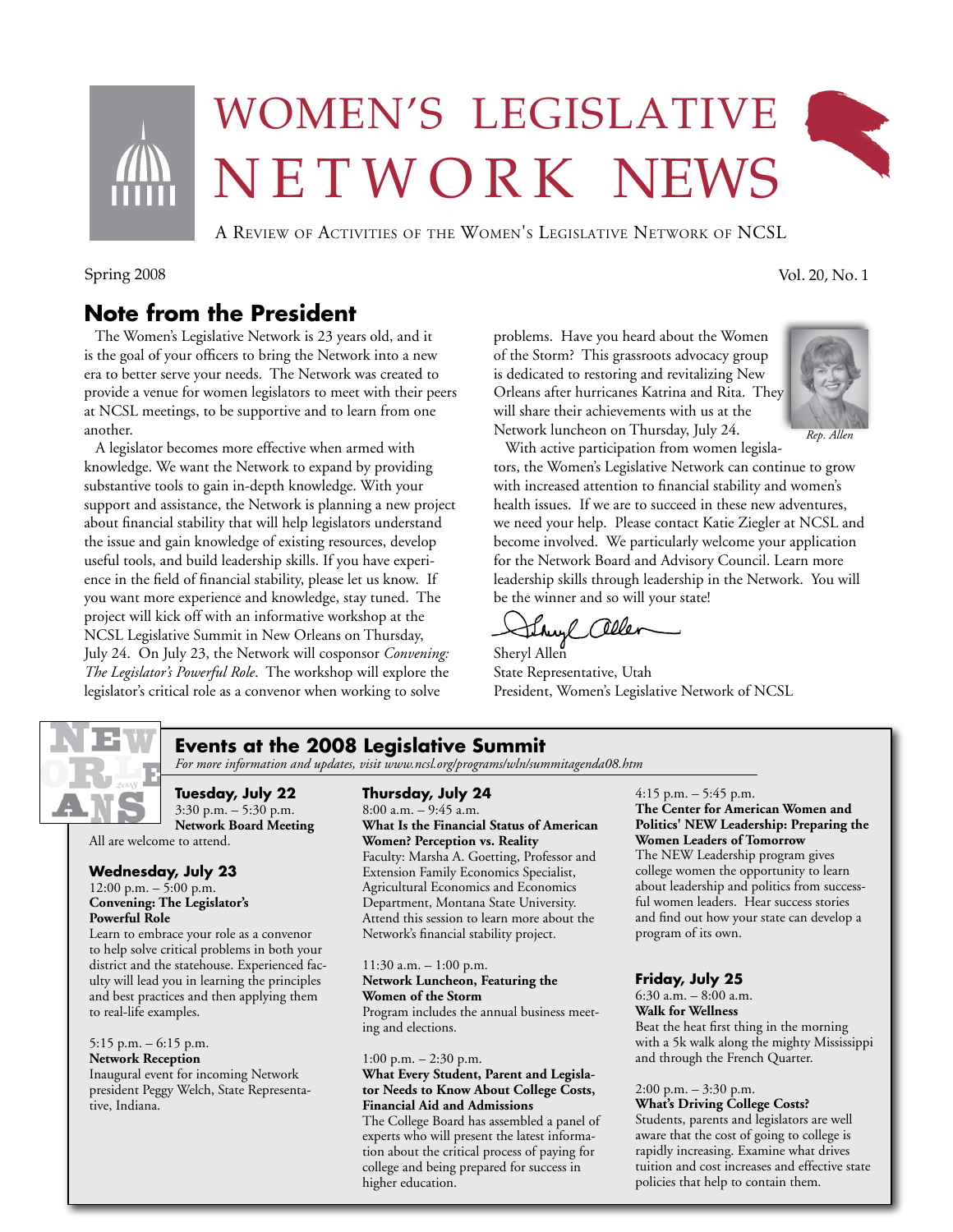# WOMEN'S LEGISLATIVE NETWORK NEWS

A Review of Activities of the Women's Legislative Network of NCSL

Spring 2008 Vol. 20, No. 1

## Note from the President

The Women's Legislative Network is 23 years old, and it is the goal of your officers to bring the Network into a new era to better serve your needs. The Network was created to provide a venue for women legislators to meet with their peers at NCSL meetings, to be supportive and to learn from one another.

A legislator becomes more effective when armed with knowledge. We want the Network to expand by providing substantive tools to gain in-depth knowledge. With your support and assistance, the Network is planning a new project about financial stability that will help legislators understand the issue and gain knowledge of existing resources, develop useful tools, and build leadership skills. If you have experience in the field of financial stability, please let us know. If you want more experience and knowledge, stay tuned. The project will kick off with an informative workshop at the NCSL Legislative Summit in New Orleans on Thursday, July 24. On July 23, the Network will cosponsor *Convening: The Legislator's Powerful Role*. The workshop will explore the legislator's critical role as a convenor when working to solve problems. Have you heard about the Women of the Storm? This grassroots advocacy group is dedicated to restoring and revitalizing New Orleans after hurricanes Katrina and Rita. They will share their achievements with us at the Network luncheon on Thursday, July 24.

*Rep. Allen*

With active participation from women legislators, the Women's Legislative Network can continue to grow with increased attention to financial stability and women's health issues. If we are to succeed in these new adventures, we need your help. Please contact Katie Ziegler at NCSL and become involved. We particularly welcome your application for the Network Board and Advisory Council. Learn more leadership skills through leadership in the Network. You will be the winner and so will your state!

Sheryl Allen
State Representative, Utah
President, Women's Legislative Network of NCSL

## Events at the 2008 Legislative Summit

*For more information and updates, visit www.ncsl.org/programs/wln/summitagenda08.htm*

### Tuesday, July 22

3:30 p.m. – 5:30 p.m.
**Network Board Meeting**
All are welcome to attend.

### Wednesday, July 23

12:00 p.m. – 5:00 p.m.
**Convening: The Legislator's Powerful Role**
Learn to embrace your role as a convenor to help solve critical problems in both your district and the statehouse. Experienced faculty will lead you in learning the principles and best practices and then applying them to real-life examples.

5:15 p.m. – 6:15 p.m.
**Network Reception**
Inaugural event for incoming Network president Peggy Welch, State Representative, Indiana.

### Thursday, July 24

8:00 a.m. – 9:45 a.m.
**What Is the Financial Status of American Women? Perception vs. Reality**
Faculty: Marsha A. Goetting, Professor and Extension Family Economics Specialist, Agricultural Economics and Economics Department, Montana State University. Attend this session to learn more about the Network's financial stability project.

11:30 a.m. – 1:00 p.m.
**Network Luncheon, Featuring the Women of the Storm**
Program includes the annual business meeting and elections.

1:00 p.m. – 2:30 p.m.
**What Every Student, Parent and Legislator Needs to Know About College Costs, Financial Aid and Admissions**
The College Board has assembled a panel of experts who will present the latest information about the critical process of paying for college and being prepared for success in higher education.

4:15 p.m. – 5:45 p.m.
**The Center for American Women and Politics' NEW Leadership: Preparing the Women Leaders of Tomorrow**
The NEW Leadership program gives college women the opportunity to learn about leadership and politics from successful women leaders. Hear success stories and find out how your state can develop a program of its own.

### Friday, July 25

6:30 a.m. – 8:00 a.m.
**Walk for Wellness**
Beat the heat first thing in the morning with a 5k walk along the mighty Mississippi and through the French Quarter.

2:00 p.m. – 3:30 p.m.
**What's Driving College Costs?**
Students, parents and legislators are well aware that the cost of going to college is rapidly increasing. Examine what drives tuition and cost increases and effective state policies that help to contain them.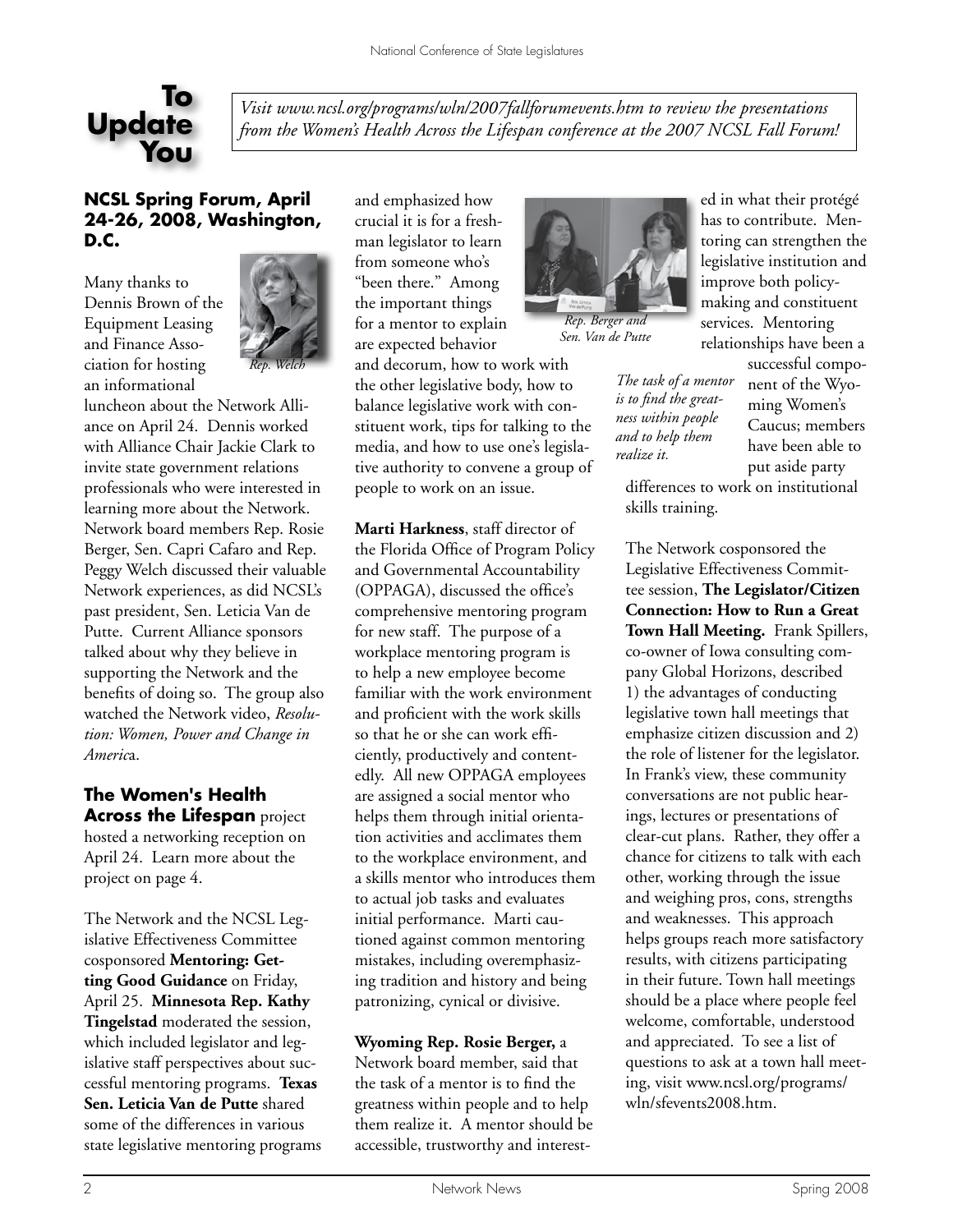# To Update You

*Visit www.ncsl.org/programs/wln/2007fallforumevents.htm to review the presentations from the Women's Health Across the Lifespan conference at the 2007 NCSL Fall Forum!*

## NCSL Spring Forum, April 24-26, 2008, Washington, D.C.

Many thanks to Dennis Brown of the Equipment Leasing and Finance Association for hosting an informational luncheon about the Network Alliance on April 24. Dennis worked with Alliance Chair Jackie Clark to invite state government relations professionals who were interested in learning more about the Network. Network board members Rep. Rosie Berger, Sen. Capri Cafaro and Rep. Peggy Welch discussed their valuable Network experiences, as did NCSL's past president, Sen. Leticia Van de Putte. Current Alliance sponsors talked about why they believe in supporting the Network and the benefits of doing so. The group also watched the Network video, *Resolution: Women, Power and Change in America*.

*Rep. Welch*

**The Women's Health Across the Lifespan** project hosted a networking reception on April 24. Learn more about the project on page 4.

The Network and the NCSL Legislative Effectiveness Committee cosponsored **Mentoring: Getting Good Guidance** on Friday, April 25. **Minnesota Rep. Kathy Tingelstad** moderated the session, which included legislator and legislative staff perspectives about successful mentoring programs. **Texas Sen. Leticia Van de Putte** shared some of the differences in various state legislative mentoring programs and emphasized how crucial it is for a freshman legislator to learn from someone who's "been there." Among the important things for a mentor to explain are expected behavior and decorum, how to work with the other legislative body, how to balance legislative work with constituent work, tips for talking to the media, and how to use one's legislative authority to convene a group of people to work on an issue.

**Marti Harkness**, staff director of the Florida Office of Program Policy and Governmental Accountability (OPPAGA), discussed the office's comprehensive mentoring program for new staff. The purpose of a workplace mentoring program is to help a new employee become familiar with the work environment and proficient with the work skills so that he or she can work efficiently, productively and contentedly. All new OPPAGA employees are assigned a social mentor who helps them through initial orientation activities and acclimates them to the workplace environment, and a skills mentor who introduces them to actual job tasks and evaluates initial performance. Marti cautioned against common mentoring mistakes, including overemphasizing tradition and history and being patronizing, cynical or divisive.

**Wyoming Rep. Rosie Berger,** a Network board member, said that the task of a mentor is to find the greatness within people and to help them realize it. A mentor should be accessible, trustworthy and interested in what their protégé has to contribute. Mentoring can strengthen the legislative institution and improve both policymaking and constituent services. Mentoring relationships have been a successful component of the Wyoming Women's Caucus; members have been able to put aside party differences to work on institutional skills training.

*Rep. Berger and Sen. Van de Putte*

*The task of a mentor is to find the greatness within people and to help them realize it.*

The Network cosponsored the Legislative Effectiveness Committee session, **The Legislator/Citizen Connection: How to Run a Great Town Hall Meeting.** Frank Spillers, co-owner of Iowa consulting company Global Horizons, described 1) the advantages of conducting legislative town hall meetings that emphasize citizen discussion and 2) the role of listener for the legislator. In Frank's view, these community conversations are not public hearings, lectures or presentations of clear-cut plans. Rather, they offer a chance for citizens to talk with each other, working through the issue and weighing pros, cons, strengths and weaknesses. This approach helps groups reach more satisfactory results, with citizens participating in their future. Town hall meetings should be a place where people feel welcome, comfortable, understood and appreciated. To see a list of questions to ask at a town hall meeting, visit www.ncsl.org/programs/wln/sfevents2008.htm.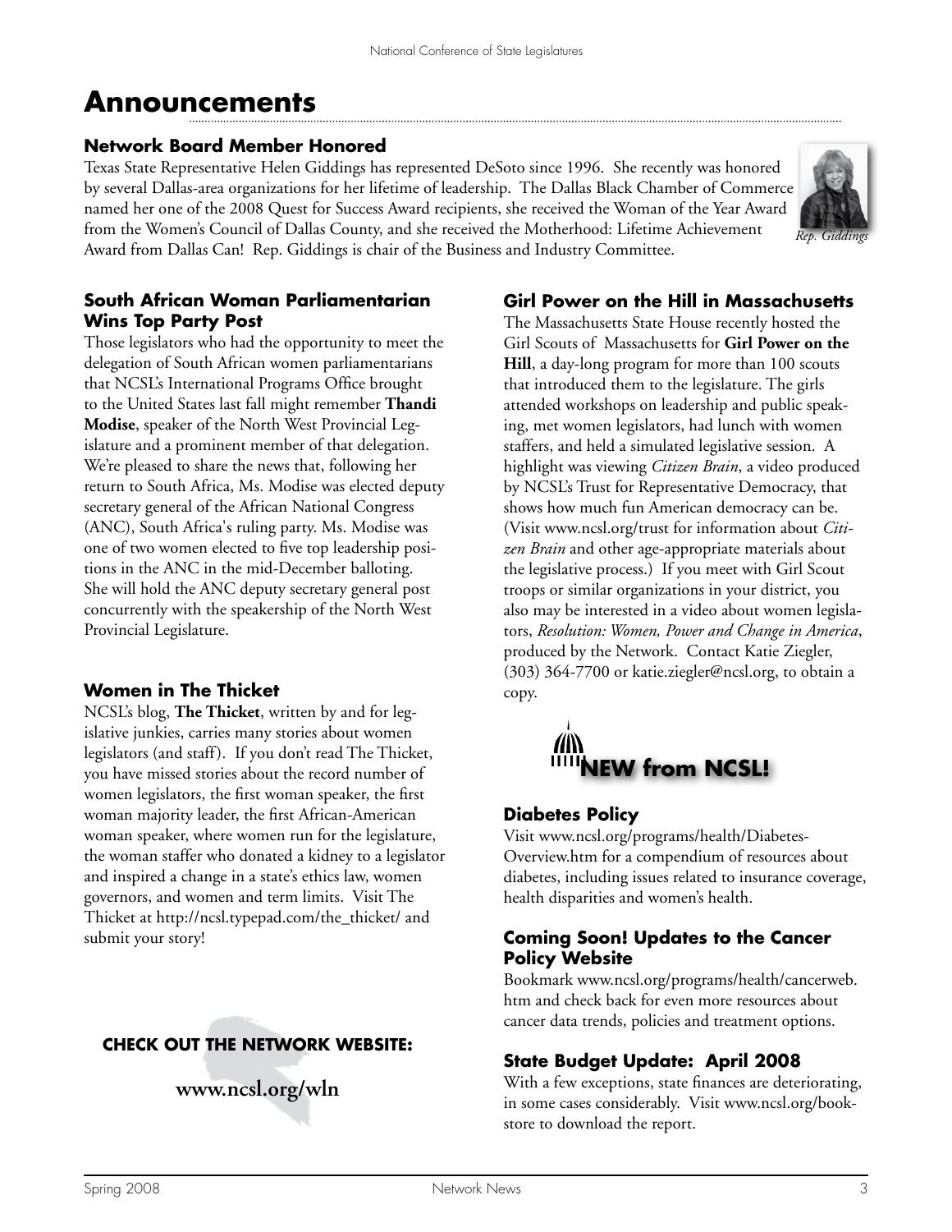# Announcements

### Network Board Member Honored

Texas State Representative Helen Giddings has represented DeSoto since 1996. She recently was honored by several Dallas-area organizations for her lifetime of leadership. The Dallas Black Chamber of Commerce named her one of the 2008 Quest for Success Award recipients, she received the Woman of the Year Award from the Women's Council of Dallas County, and she received the Motherhood: Lifetime Achievement Award from Dallas Can! Rep. Giddings is chair of the Business and Industry Committee.

*Rep. Giddings*

### South African Woman Parliamentarian Wins Top Party Post

Those legislators who had the opportunity to meet the delegation of South African women parliamentarians that NCSL's International Programs Office brought to the United States last fall might remember **Thandi Modise**, speaker of the North West Provincial Legislature and a prominent member of that delegation. We're pleased to share the news that, following her return to South Africa, Ms. Modise was elected deputy secretary general of the African National Congress (ANC), South Africa's ruling party. Ms. Modise was one of two women elected to five top leadership positions in the ANC in the mid-December balloting. She will hold the ANC deputy secretary general post concurrently with the speakership of the North West Provincial Legislature.

### Women in The Thicket

NCSL's blog, **The Thicket**, written by and for legislative junkies, carries many stories about women legislators (and staff). If you don't read The Thicket, you have missed stories about the record number of women legislators, the first woman speaker, the first woman majority leader, the first African-American woman speaker, where women run for the legislature, the woman staffer who donated a kidney to a legislator and inspired a change in a state's ethics law, women governors, and women and term limits. Visit The Thicket at http://ncsl.typepad.com/the_thicket/ and submit your story!

**CHECK OUT THE NETWORK WEBSITE:**

**www.ncsl.org/wln**

### Girl Power on the Hill in Massachusetts

The Massachusetts State House recently hosted the Girl Scouts of Massachusetts for **Girl Power on the Hill**, a day-long program for more than 100 scouts that introduced them to the legislature. The girls attended workshops on leadership and public speaking, met women legislators, had lunch with women staffers, and held a simulated legislative session. A highlight was viewing *Citizen Brain*, a video produced by NCSL's Trust for Representative Democracy, that shows how much fun American democracy can be. (Visit www.ncsl.org/trust for information about *Citizen Brain* and other age-appropriate materials about the legislative process.) If you meet with Girl Scout troops or similar organizations in your district, you also may be interested in a video about women legislators, *Resolution: Women, Power and Change in America*, produced by the Network. Contact Katie Ziegler, (303) 364-7700 or katie.ziegler@ncsl.org, to obtain a copy.

## NEW from NCSL!

### Diabetes Policy

Visit www.ncsl.org/programs/health/Diabetes-Overview.htm for a compendium of resources about diabetes, including issues related to insurance coverage, health disparities and women's health.

### Coming Soon! Updates to the Cancer Policy Website

Bookmark www.ncsl.org/programs/health/cancerweb.htm and check back for even more resources about cancer data trends, policies and treatment options.

### State Budget Update: April 2008

With a few exceptions, state finances are deteriorating, in some cases considerably. Visit www.ncsl.org/bookstore to download the report.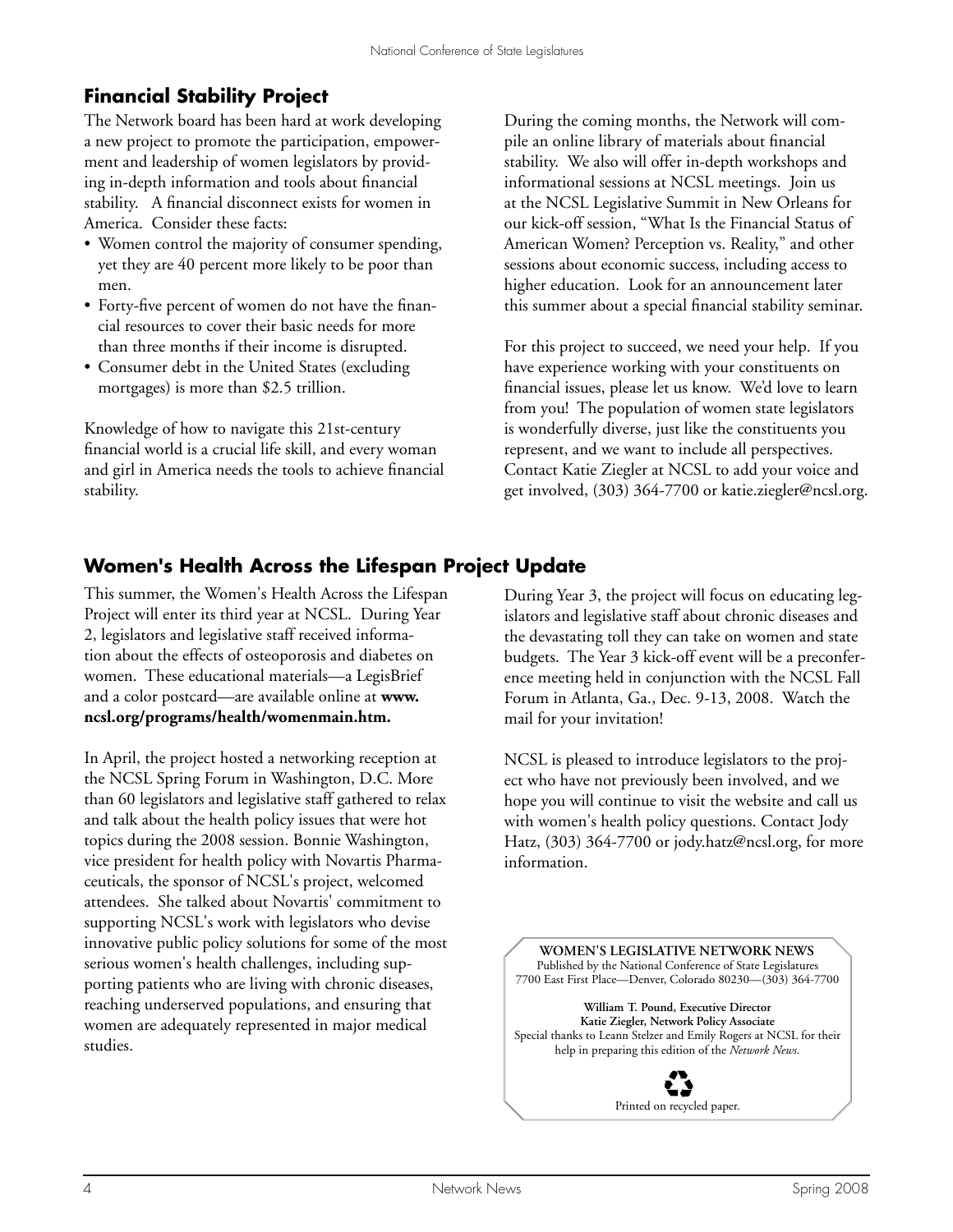## Financial Stability Project

The Network board has been hard at work developing a new project to promote the participation, empowerment and leadership of women legislators by providing in-depth information and tools about financial stability. A financial disconnect exists for women in America. Consider these facts:

- Women control the majority of consumer spending, yet they are 40 percent more likely to be poor than men.
- Forty-five percent of women do not have the financial resources to cover their basic needs for more than three months if their income is disrupted.
- Consumer debt in the United States (excluding mortgages) is more than $2.5 trillion.

Knowledge of how to navigate this 21st-century financial world is a crucial life skill, and every woman and girl in America needs the tools to achieve financial stability.

During the coming months, the Network will compile an online library of materials about financial stability. We also will offer in-depth workshops and informational sessions at NCSL meetings. Join us at the NCSL Legislative Summit in New Orleans for our kick-off session, "What Is the Financial Status of American Women? Perception vs. Reality," and other sessions about economic success, including access to higher education. Look for an announcement later this summer about a special financial stability seminar.

For this project to succeed, we need your help. If you have experience working with your constituents on financial issues, please let us know. We'd love to learn from you! The population of women state legislators is wonderfully diverse, just like the constituents you represent, and we want to include all perspectives. Contact Katie Ziegler at NCSL to add your voice and get involved, (303) 364-7700 or katie.ziegler@ncsl.org.

## Women's Health Across the Lifespan Project Update

This summer, the Women's Health Across the Lifespan Project will enter its third year at NCSL. During Year 2, legislators and legislative staff received information about the effects of osteoporosis and diabetes on women. These educational materials—a LegisBrief and a color postcard—are available online at **www.ncsl.org/programs/health/womenmain.htm.**

In April, the project hosted a networking reception at the NCSL Spring Forum in Washington, D.C. More than 60 legislators and legislative staff gathered to relax and talk about the health policy issues that were hot topics during the 2008 session. Bonnie Washington, vice president for health policy with Novartis Pharmaceuticals, the sponsor of NCSL's project, welcomed attendees. She talked about Novartis' commitment to supporting NCSL's work with legislators who devise innovative public policy solutions for some of the most serious women's health challenges, including supporting patients who are living with chronic diseases, reaching underserved populations, and ensuring that women are adequately represented in major medical studies.

During Year 3, the project will focus on educating legislators and legislative staff about chronic diseases and the devastating toll they can take on women and state budgets. The Year 3 kick-off event will be a preconference meeting held in conjunction with the NCSL Fall Forum in Atlanta, Ga., Dec. 9-13, 2008. Watch the mail for your invitation!

NCSL is pleased to introduce legislators to the project who have not previously been involved, and we hope you will continue to visit the website and call us with women's health policy questions. Contact Jody Hatz, (303) 364-7700 or jody.hatz@ncsl.org, for more information.

**WOMEN'S LEGISLATIVE NETWORK NEWS**
Published by the National Conference of State Legislatures
7700 East First Place—Denver, Colorado 80230—(303) 364-7700

**William T. Pound, Executive Director**
**Katie Ziegler, Network Policy Associate**
Special thanks to Leann Stelzer and Emily Rogers at NCSL for their help in preparing this edition of the *Network News*.

Printed on recycled paper.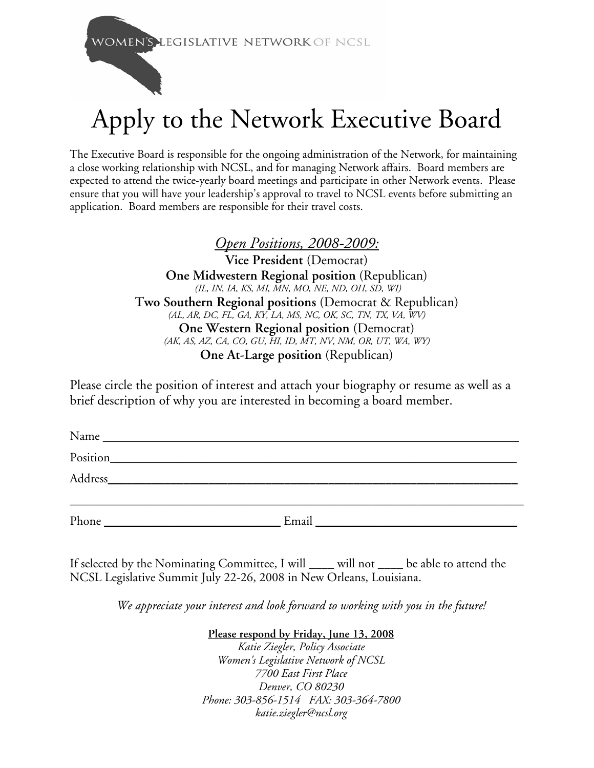WOMEN'S LEGISLATIVE NETWORK OF NCSL

# Apply to the Network Executive Board

The Executive Board is responsible for the ongoing administration of the Network, for maintaining a close working relationship with NCSL, and for managing Network affairs. Board members are expected to attend the twice-yearly board meetings and participate in other Network events. Please ensure that you will have your leadership's approval to travel to NCSL events before submitting an application. Board members are responsible for their travel costs.

*Open Positions, 2008-2009:*

**Vice President** (Democrat)

**One Midwestern Regional position** (Republican)
*(IL, IN, IA, KS, MI, MN, MO, NE, ND, OH, SD, WI)*

**Two Southern Regional positions** (Democrat & Republican)
*(AL, AR, DC, FL, GA, KY, LA, MS, NC, OK, SC, TN, TX, VA, WV)*

**One Western Regional position** (Democrat)
*(AK, AS, AZ, CA, CO, GU, HI, ID, MT, NV, NM, OR, UT, WA, WY)*

**One At-Large position** (Republican)

Please circle the position of interest and attach your biography or resume as well as a brief description of why you are interested in becoming a board member.

Name ______________________________________________

Position____________________________________________

Address____________________________________________

___________________________________________________

Phone ______________________ Email ________________________

If selected by the Nominating Committee, I will ____ will not ____ be able to attend the NCSL Legislative Summit July 22-26, 2008 in New Orleans, Louisiana.

*We appreciate your interest and look forward to working with you in the future!*

**Please respond by Friday, June 13, 2008**

*Katie Ziegler, Policy Associate*
*Women's Legislative Network of NCSL*
*7700 East First Place*
*Denver, CO 80230*
*Phone: 303-856-1514 FAX: 303-364-7800*
*katie.ziegler@ncsl.org*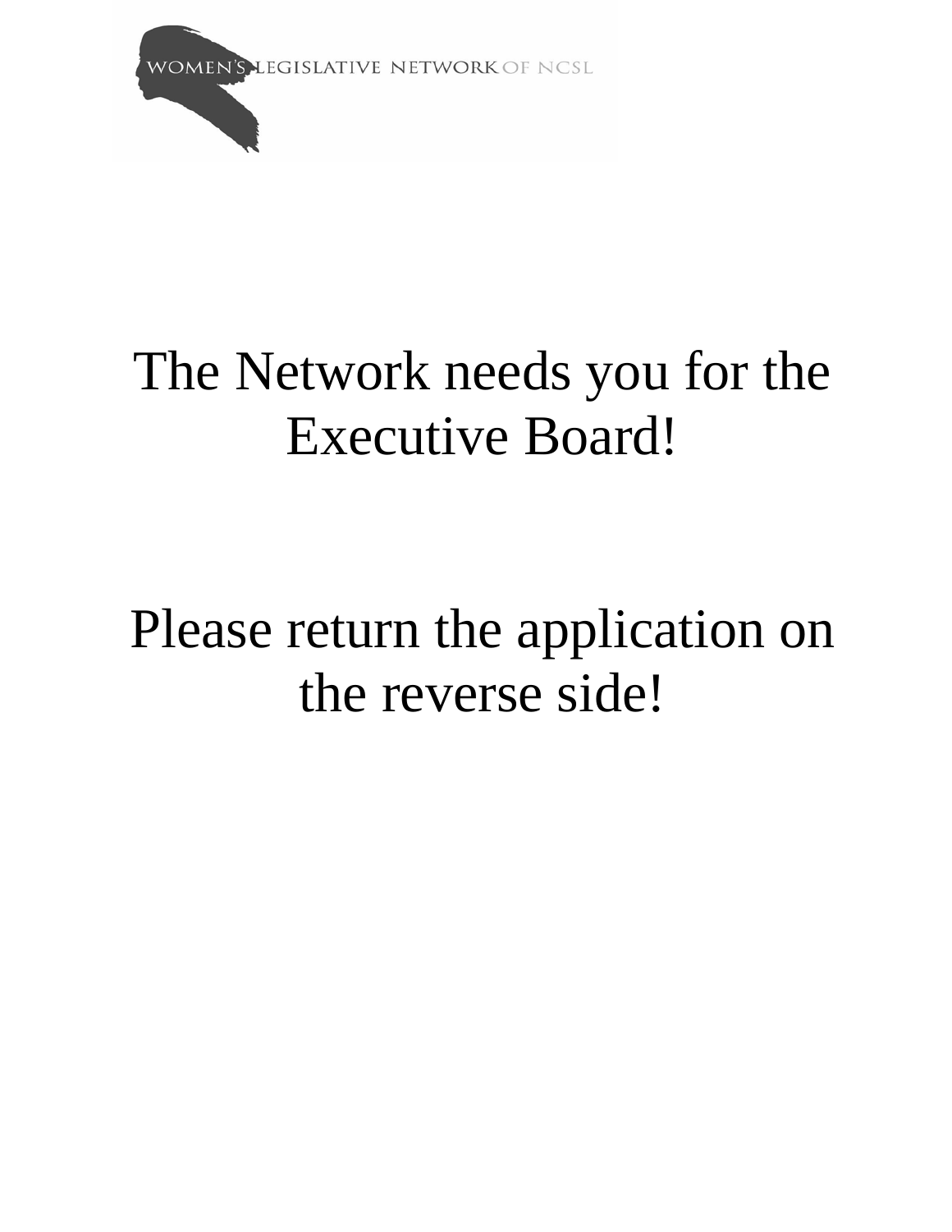WOMEN'S LEGISLATIVE NETWORK OF NCSL

# The Network needs you for the Executive Board!

# Please return the application on the reverse side!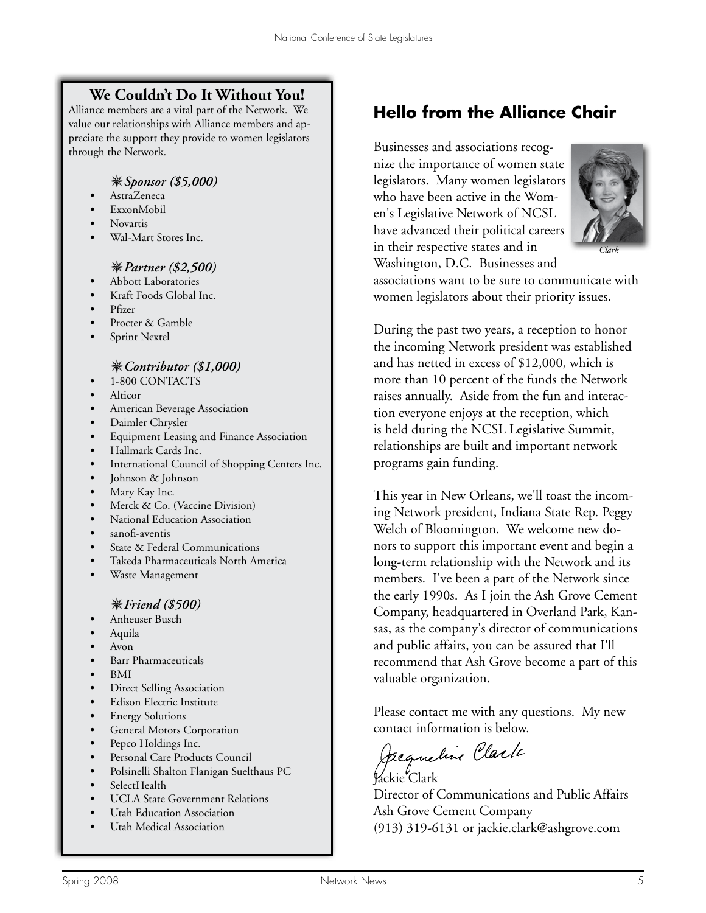### We Couldn't Do It Without You!

Alliance members are a vital part of the Network. We value our relationships with Alliance members and appreciate the support they provide to women legislators through the Network.

***Sponsor ($5,000)***

- AstraZeneca
- ExxonMobil
- Novartis
- Wal-Mart Stores Inc.

***Partner ($2,500)***

- Abbott Laboratories
- Kraft Foods Global Inc.
- Pfizer
- Procter & Gamble
- Sprint Nextel

***Contributor ($1,000)***

- 1-800 CONTACTS
- Alticor
- American Beverage Association
- Daimler Chrysler
- Equipment Leasing and Finance Association
- Hallmark Cards Inc.
- International Council of Shopping Centers Inc.
- Johnson & Johnson
- Mary Kay Inc.
- Merck & Co. (Vaccine Division)
- National Education Association
- sanofi-aventis
- State & Federal Communications
- Takeda Pharmaceuticals North America
- Waste Management

***Friend ($500)***

- Anheuser Busch
- Aquila
- Avon
- Barr Pharmaceuticals
- BMI
- Direct Selling Association
- Edison Electric Institute
- Energy Solutions
- General Motors Corporation
- Pepco Holdings Inc.
- Personal Care Products Council
- Polsinelli Shalton Flanigan Suelthaus PC
- SelectHealth
- UCLA State Government Relations
- Utah Education Association
- Utah Medical Association

## Hello from the Alliance Chair

Businesses and associations recognize the importance of women state legislators. Many women legislators who have been active in the Women's Legislative Network of NCSL have advanced their political careers in their respective states and in Washington, D.C. Businesses and associations want to be sure to communicate with women legislators about their priority issues.

*Clark*

During the past two years, a reception to honor the incoming Network president was established and has netted in excess of $12,000, which is more than 10 percent of the funds the Network raises annually. Aside from the fun and interaction everyone enjoys at the reception, which is held during the NCSL Legislative Summit, relationships are built and important network programs gain funding.

This year in New Orleans, we'll toast the incoming Network president, Indiana State Rep. Peggy Welch of Bloomington. We welcome new donors to support this important event and begin a long-term relationship with the Network and its members. I've been a part of the Network since the early 1990s. As I join the Ash Grove Cement Company, headquartered in Overland Park, Kansas, as the company's director of communications and public affairs, you can be assured that I'll recommend that Ash Grove become a part of this valuable organization.

Please contact me with any questions. My new contact information is below.

Jacqueline Clark

Jackie Clark
Director of Communications and Public Affairs
Ash Grove Cement Company
(913) 319-6131 or jackie.clark@ashgrove.com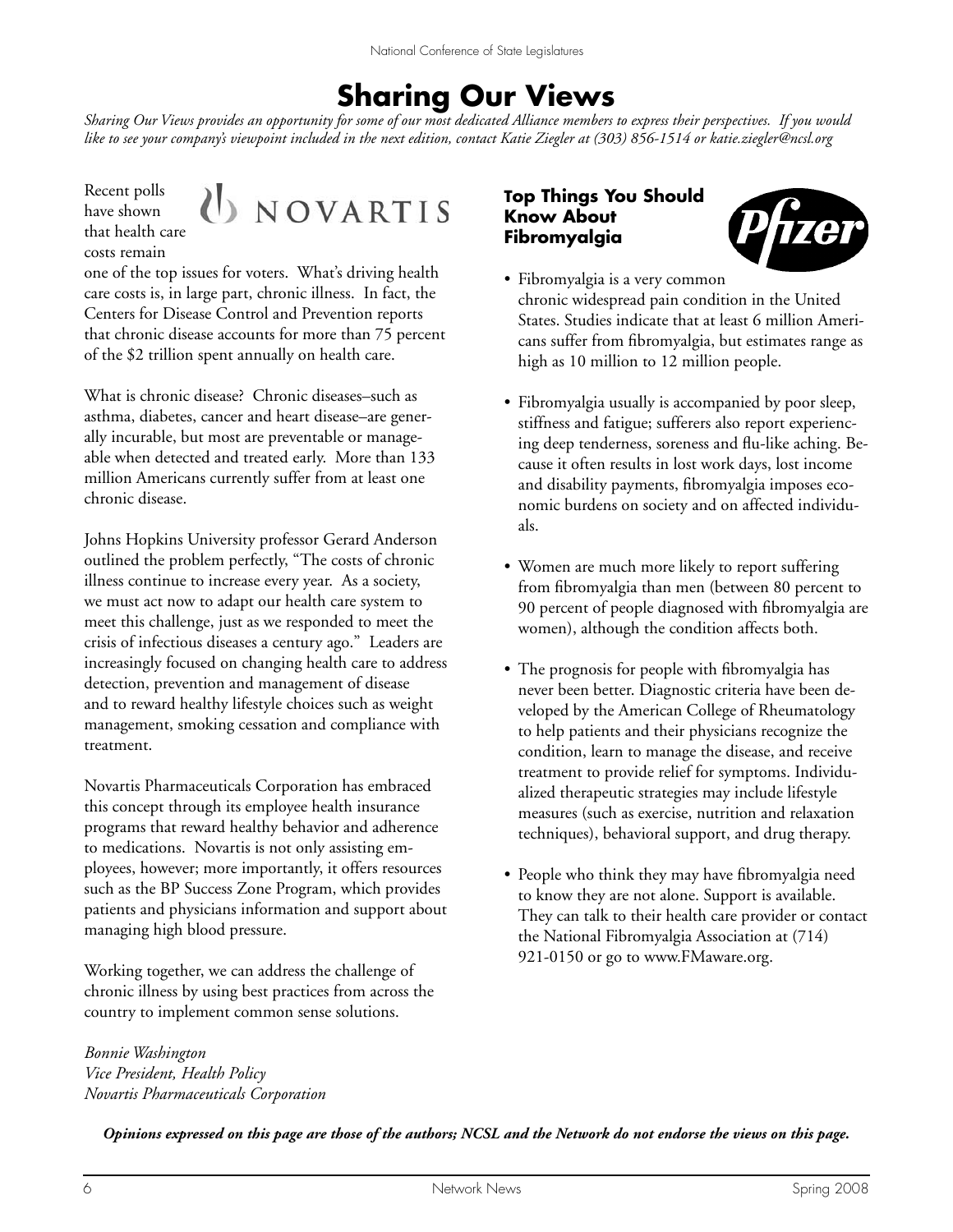# Sharing Our Views

*Sharing Our Views provides an opportunity for some of our most dedicated Alliance members to express their perspectives. If you would like to see your company's viewpoint included in the next edition, contact Katie Ziegler at (303) 856-1514 or katie.ziegler@ncsl.org*

NOVARTIS

Recent polls have shown that health care costs remain one of the top issues for voters. What's driving health care costs is, in large part, chronic illness. In fact, the Centers for Disease Control and Prevention reports that chronic disease accounts for more than 75 percent of the $2 trillion spent annually on health care.

What is chronic disease? Chronic diseases–such as asthma, diabetes, cancer and heart disease–are generally incurable, but most are preventable or manageable when detected and treated early. More than 133 million Americans currently suffer from at least one chronic disease.

Johns Hopkins University professor Gerard Anderson outlined the problem perfectly, "The costs of chronic illness continue to increase every year. As a society, we must act now to adapt our health care system to meet this challenge, just as we responded to meet the crisis of infectious diseases a century ago." Leaders are increasingly focused on changing health care to address detection, prevention and management of disease and to reward healthy lifestyle choices such as weight management, smoking cessation and compliance with treatment.

Novartis Pharmaceuticals Corporation has embraced this concept through its employee health insurance programs that reward healthy behavior and adherence to medications. Novartis is not only assisting employees, however; more importantly, it offers resources such as the BP Success Zone Program, which provides patients and physicians information and support about managing high blood pressure.

Working together, we can address the challenge of chronic illness by using best practices from across the country to implement common sense solutions.

*Bonnie Washington*
*Vice President, Health Policy*
*Novartis Pharmaceuticals Corporation*

## Top Things You Should Know About Fibromyalgia

Pfizer

- Fibromyalgia is a very common chronic widespread pain condition in the United States. Studies indicate that at least 6 million Americans suffer from fibromyalgia, but estimates range as high as 10 million to 12 million people.
- Fibromyalgia usually is accompanied by poor sleep, stiffness and fatigue; sufferers also report experiencing deep tenderness, soreness and flu-like aching. Because it often results in lost work days, lost income and disability payments, fibromyalgia imposes economic burdens on society and on affected individuals.
- Women are much more likely to report suffering from fibromyalgia than men (between 80 percent to 90 percent of people diagnosed with fibromyalgia are women), although the condition affects both.
- The prognosis for people with fibromyalgia has never been better. Diagnostic criteria have been developed by the American College of Rheumatology to help patients and their physicians recognize the condition, learn to manage the disease, and receive treatment to provide relief for symptoms. Individualized therapeutic strategies may include lifestyle measures (such as exercise, nutrition and relaxation techniques), behavioral support, and drug therapy.
- People who think they may have fibromyalgia need to know they are not alone. Support is available. They can talk to their health care provider or contact the National Fibromyalgia Association at (714) 921-0150 or go to www.FMaware.org.

***Opinions expressed on this page are those of the authors; NCSL and the Network do not endorse the views on this page.***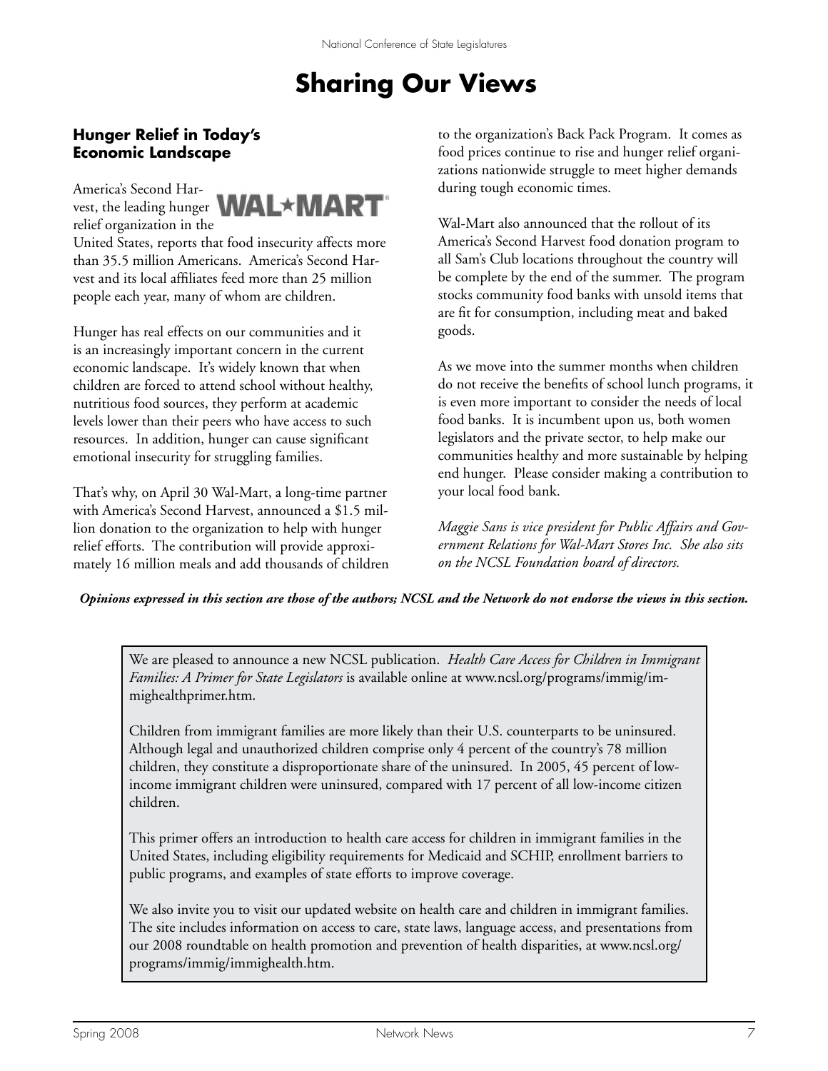# Sharing Our Views

## Hunger Relief in Today's Economic Landscape

America's Second Harvest, the leading hunger relief organization in the United States, reports that food insecurity affects more than 35.5 million Americans. America's Second Harvest and its local affiliates feed more than 25 million people each year, many of whom are children.

Hunger has real effects on our communities and it is an increasingly important concern in the current economic landscape. It's widely known that when children are forced to attend school without healthy, nutritious food sources, they perform at academic levels lower than their peers who have access to such resources. In addition, hunger can cause significant emotional insecurity for struggling families.

That's why, on April 30 Wal-Mart, a long-time partner with America's Second Harvest, announced a $1.5 million donation to the organization to help with hunger relief efforts. The contribution will provide approximately 16 million meals and add thousands of children to the organization's Back Pack Program. It comes as food prices continue to rise and hunger relief organizations nationwide struggle to meet higher demands during tough economic times.

Wal-Mart also announced that the rollout of its America's Second Harvest food donation program to all Sam's Club locations throughout the country will be complete by the end of the summer. The program stocks community food banks with unsold items that are fit for consumption, including meat and baked goods.

As we move into the summer months when children do not receive the benefits of school lunch programs, it is even more important to consider the needs of local food banks. It is incumbent upon us, both women legislators and the private sector, to help make our communities healthy and more sustainable by helping end hunger. Please consider making a contribution to your local food bank.

*Maggie Sans is vice president for Public Affairs and Government Relations for Wal-Mart Stores Inc. She also sits on the NCSL Foundation board of directors.*

***Opinions expressed in this section are those of the authors; NCSL and the Network do not endorse the views in this section.***

---

We are pleased to announce a new NCSL publication. *Health Care Access for Children in Immigrant Families: A Primer for State Legislators* is available online at www.ncsl.org/programs/immig/immighealthprimer.htm.

Children from immigrant families are more likely than their U.S. counterparts to be uninsured. Although legal and unauthorized children comprise only 4 percent of the country's 78 million children, they constitute a disproportionate share of the uninsured. In 2005, 45 percent of low-income immigrant children were uninsured, compared with 17 percent of all low-income citizen children.

This primer offers an introduction to health care access for children in immigrant families in the United States, including eligibility requirements for Medicaid and SCHIP, enrollment barriers to public programs, and examples of state efforts to improve coverage.

We also invite you to visit our updated website on health care and children in immigrant families. The site includes information on access to care, state laws, language access, and presentations from our 2008 roundtable on health promotion and prevention of health disparities, at www.ncsl.org/programs/immig/immighealth.htm.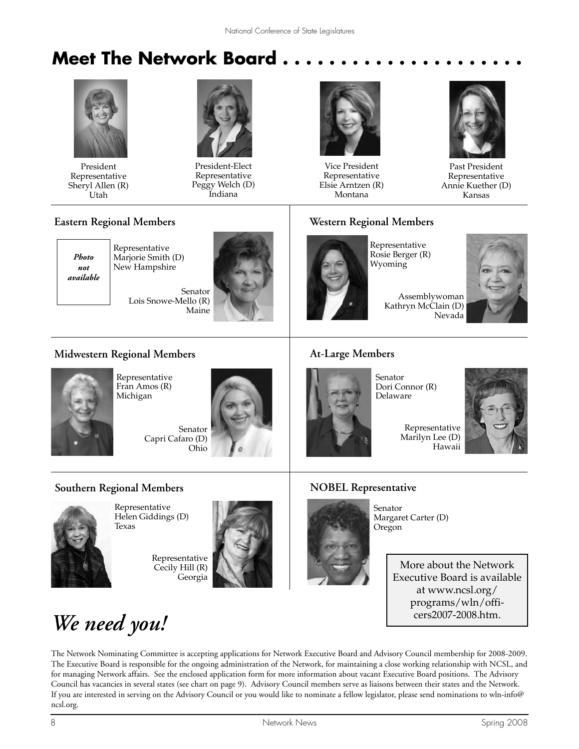# Meet The Network Board

President
Representative
Sheryl Allen (R)
Utah

President-Elect
Representative
Peggy Welch (D)
Indiana

Vice President
Representative
Elsie Arntzen (R)
Montana

Past President
Representative
Annie Kuether (D)
Kansas

### Eastern Regional Members

*Photo not available*

Representative
Marjorie Smith (D)
New Hampshire

Senator
Lois Snowe-Mello (R)
Maine

### Western Regional Members

Representative
Rosie Berger (R)
Wyoming

Assemblywoman
Kathryn McClain (D)
Nevada

### Midwestern Regional Members

Representative
Fran Amos (R)
Michigan

Senator
Capri Cafaro (D)
Ohio

### At-Large Members

Senator
Dori Connor (R)
Delaware

Representative
Marilyn Lee (D)
Hawaii

### Southern Regional Members

Representative
Helen Giddings (D)
Texas

Representative
Cecily Hill (R)
Georgia

### NOBEL Representative

Senator
Margaret Carter (D)
Oregon

More about the Network Executive Board is available at www.ncsl.org/programs/wln/officers2007-2008.htm.

## *We need you!*

The Network Nominating Committee is accepting applications for Network Executive Board and Advisory Council membership for 2008-2009. The Executive Board is responsible for the ongoing administration of the Network, for maintaining a close working relationship with NCSL, and for managing Network affairs. See the enclosed application form for more information about vacant Executive Board positions. The Advisory Council has vacancies in several states (see chart on page 9). Advisory Council members serve as liaisons between their states and the Network. If you are interested in serving on the Advisory Council or you would like to nominate a fellow legislator, please send nominations to wln-info@ncsl.org.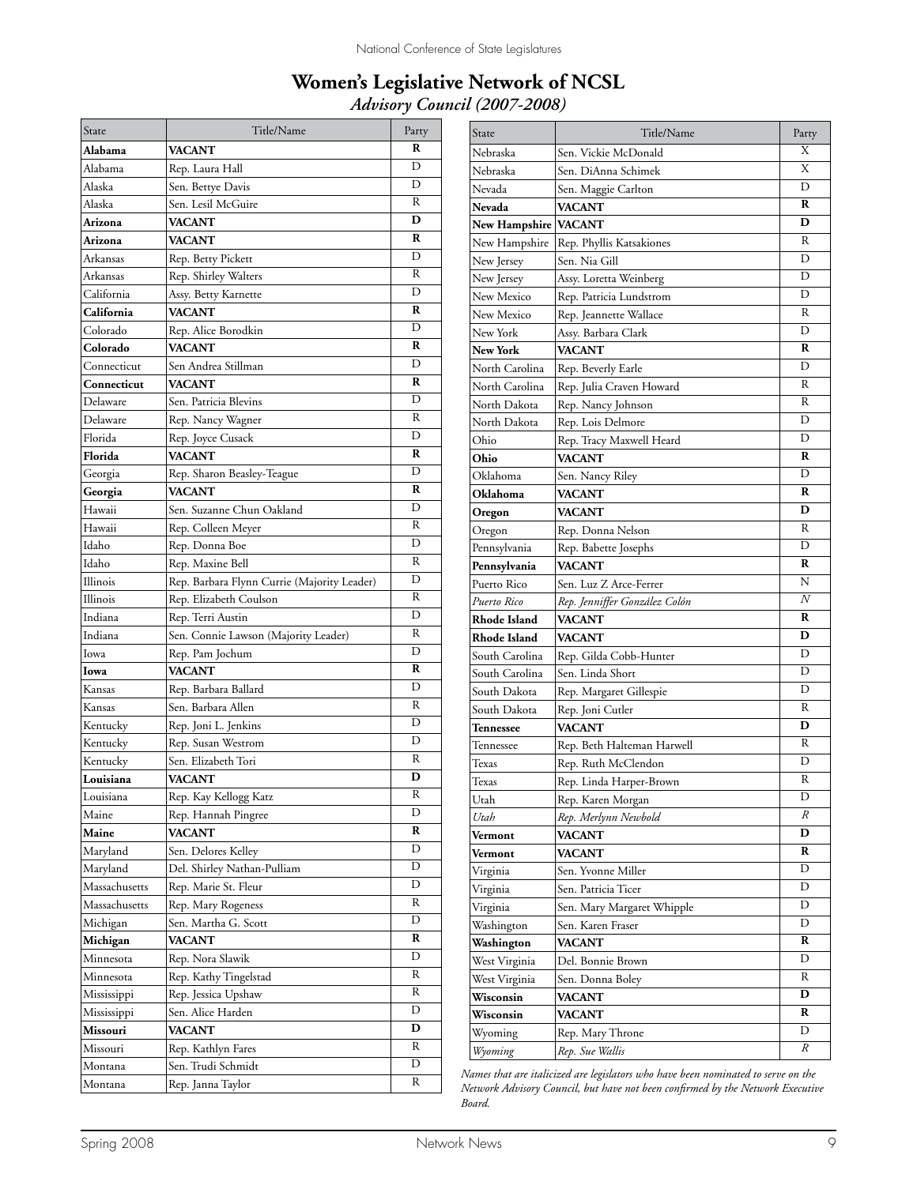# Women's Legislative Network of NCSL

*Advisory Council (2007-2008)*

| State | Title/Name | Party |
|---|---|---|
| **Alabama** | **VACANT** | **R** |
| Alabama | Rep. Laura Hall | D |
| Alaska | Sen. Bettye Davis | D |
| Alaska | Sen. Lesil McGuire | R |
| **Arizona** | **VACANT** | **D** |
| **Arizona** | **VACANT** | **R** |
| Arkansas | Rep. Betty Pickett | D |
| Arkansas | Rep. Shirley Walters | R |
| California | Assy. Betty Karnette | D |
| **California** | **VACANT** | **R** |
| Colorado | Rep. Alice Borodkin | D |
| **Colorado** | **VACANT** | **R** |
| Connecticut | Sen Andrea Stillman | D |
| **Connecticut** | **VACANT** | **R** |
| Delaware | Sen. Patricia Blevins | D |
| Delaware | Rep. Nancy Wagner | R |
| Florida | Rep. Joyce Cusack | D |
| **Florida** | **VACANT** | **R** |
| Georgia | Rep. Sharon Beasley-Teague | D |
| **Georgia** | **VACANT** | **R** |
| Hawaii | Sen. Suzanne Chun Oakland | D |
| Hawaii | Rep. Colleen Meyer | R |
| Idaho | Rep. Donna Boe | D |
| Idaho | Rep. Maxine Bell | R |
| Illinois | Rep. Barbara Flynn Currie (Majority Leader) | D |
| Illinois | Rep. Elizabeth Coulson | R |
| Indiana | Rep. Terri Austin | D |
| Indiana | Sen. Connie Lawson (Majority Leader) | R |
| Iowa | Rep. Pam Jochum | D |
| **Iowa** | **VACANT** | **R** |
| Kansas | Rep. Barbara Ballard | D |
| Kansas | Sen. Barbara Allen | R |
| Kentucky | Rep. Joni L. Jenkins | D |
| Kentucky | Rep. Susan Westrom | D |
| Kentucky | Sen. Elizabeth Tori | R |
| **Louisiana** | **VACANT** | **D** |
| Louisiana | Rep. Kay Kellogg Katz | R |
| Maine | Rep. Hannah Pingree | D |
| **Maine** | **VACANT** | **R** |
| Maryland | Sen. Delores Kelley | D |
| Maryland | Del. Shirley Nathan-Pulliam | D |
| Massachusetts | Rep. Marie St. Fleur | D |
| Massachusetts | Rep. Mary Rogeness | R |
| Michigan | Sen. Martha G. Scott | D |
| **Michigan** | **VACANT** | **R** |
| Minnesota | Rep. Nora Slawik | D |
| Minnesota | Rep. Kathy Tingelstad | R |
| Mississippi | Rep. Jessica Upshaw | R |
| Mississippi | Sen. Alice Harden | D |
| **Missouri** | **VACANT** | **D** |
| Missouri | Rep. Kathlyn Fares | R |
| Montana | Sen. Trudi Schmidt | D |
| Montana | Rep. Janna Taylor | R |
| Nebraska | Sen. Vickie McDonald | X |
| Nebraska | Sen. DiAnna Schimek | X |
| Nevada | Sen. Maggie Carlton | D |
| **Nevada** | **VACANT** | **R** |
| **New Hampshire** | **VACANT** | **D** |
| New Hampshire | Rep. Phyllis Katsakiones | R |
| New Jersey | Sen. Nia Gill | D |
| New Jersey | Assy. Loretta Weinberg | D |
| New Mexico | Rep. Patricia Lundstrom | D |
| New Mexico | Rep. Jeannette Wallace | R |
| New York | Assy. Barbara Clark | D |
| **New York** | **VACANT** | **R** |
| North Carolina | Rep. Beverly Earle | D |
| North Carolina | Rep. Julia Craven Howard | R |
| North Dakota | Rep. Nancy Johnson | R |
| North Dakota | Rep. Lois Delmore | D |
| Ohio | Rep. Tracy Maxwell Heard | D |
| **Ohio** | **VACANT** | **R** |
| Oklahoma | Sen. Nancy Riley | D |
| **Oklahoma** | **VACANT** | **R** |
| **Oregon** | **VACANT** | **D** |
| Oregon | Rep. Donna Nelson | R |
| Pennsylvania | Rep. Babette Josephs | D |
| **Pennsylvania** | **VACANT** | **R** |
| Puerto Rico | Sen. Luz Z Arce-Ferrer | N |
| *Puerto Rico* | *Rep. Jenniffer González Colón* | *N* |
| **Rhode Island** | **VACANT** | **R** |
| **Rhode Island** | **VACANT** | **D** |
| South Carolina | Rep. Gilda Cobb-Hunter | D |
| South Carolina | Sen. Linda Short | D |
| South Dakota | Rep. Margaret Gillespie | D |
| South Dakota | Rep. Joni Cutler | R |
| **Tennessee** | **VACANT** | **D** |
| Tennessee | Rep. Beth Halteman Harwell | R |
| Texas | Rep. Ruth McClendon | D |
| Texas | Rep. Linda Harper-Brown | R |
| Utah | Rep. Karen Morgan | D |
| *Utah* | *Rep. Merlynn Newbold* | *R* |
| **Vermont** | **VACANT** | **D** |
| **Vermont** | **VACANT** | **R** |
| Virginia | Sen. Yvonne Miller | D |
| Virginia | Sen. Patricia Ticer | D |
| Virginia | Sen. Mary Margaret Whipple | D |
| Washington | Sen. Karen Fraser | D |
| **Washington** | **VACANT** | **R** |
| West Virginia | Del. Bonnie Brown | D |
| West Virginia | Sen. Donna Boley | R |
| **Wisconsin** | **VACANT** | **D** |
| **Wisconsin** | **VACANT** | **R** |
| Wyoming | Rep. Mary Throne | D |
| *Wyoming* | *Rep. Sue Wallis* | *R* |

*Names that are italicized are legislators who have been nominated to serve on the Network Advisory Council, but have not been confirmed by the Network Executive Board.*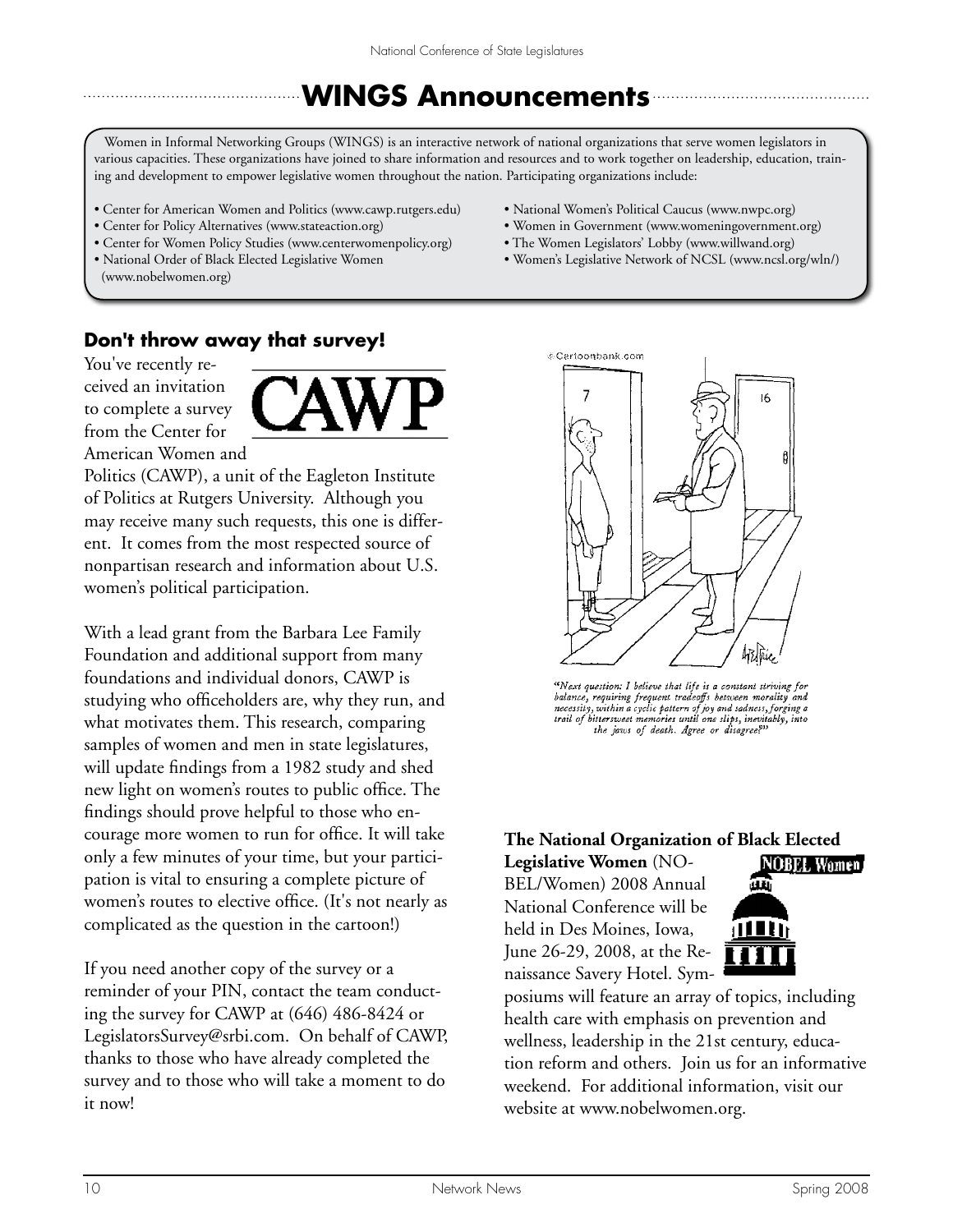# WINGS Announcements

Women in Informal Networking Groups (WINGS) is an interactive network of national organizations that serve women legislators in various capacities. These organizations have joined to share information and resources and to work together on leadership, education, training and development to empower legislative women throughout the nation. Participating organizations include:

- Center for American Women and Politics (www.cawp.rutgers.edu)
- Center for Policy Alternatives (www.stateaction.org)
- Center for Women Policy Studies (www.centerwomenpolicy.org)
- National Order of Black Elected Legislative Women (www.nobelwomen.org)
- National Women's Political Caucus (www.nwpc.org)
- Women in Government (www.womeningovernment.org)
- The Women Legislators' Lobby (www.willwand.org)
- Women's Legislative Network of NCSL (www.ncsl.org/wln/)

## Don't throw away that survey!

You've recently received an invitation to complete a survey from the Center for American Women and Politics (CAWP), a unit of the Eagleton Institute of Politics at Rutgers University. Although you may receive many such requests, this one is different. It comes from the most respected source of nonpartisan research and information about U.S. women's political participation.

With a lead grant from the Barbara Lee Family Foundation and additional support from many foundations and individual donors, CAWP is studying who officeholders are, why they run, and what motivates them. This research, comparing samples of women and men in state legislatures, will update findings from a 1982 study and shed new light on women's routes to public office. The findings should prove helpful to those who encourage more women to run for office. It will take only a few minutes of your time, but your participation is vital to ensuring a complete picture of women's routes to elective office. (It's not nearly as complicated as the question in the cartoon!)

If you need another copy of the survey or a reminder of your PIN, contact the team conducting the survey for CAWP at (646) 486-8424 or LegislatorsSurvey@srbi.com. On behalf of CAWP, thanks to those who have already completed the survey and to those who will take a moment to do it now!

*"Next question: I believe that life is a constant striving for balance, requiring frequent tradeoffs between morality and necessity, within a cyclic pattern of joy and sadness, forging a trail of bittersweet memories until one slips, inevitably, into the jaws of death. Agree or disagree?"*

**The National Organization of Black Elected Legislative Women** (NOBEL/Women) 2008 Annual National Conference will be held in Des Moines, Iowa, June 26-29, 2008, at the Renaissance Savery Hotel. Symposiums will feature an array of topics, including health care with emphasis on prevention and wellness, leadership in the 21st century, education reform and others. Join us for an informative weekend. For additional information, visit our website at www.nobelwomen.org.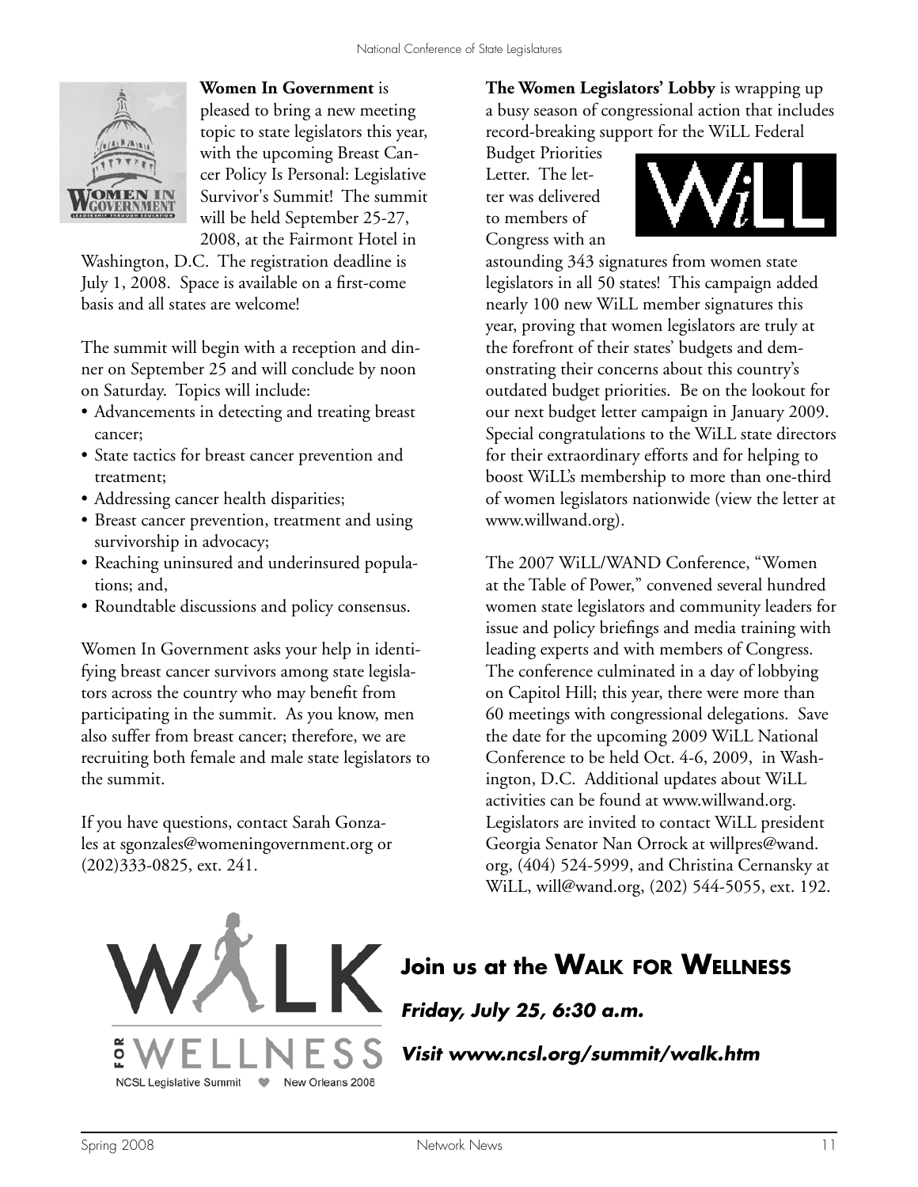**Women In Government** is pleased to bring a new meeting topic to state legislators this year, with the upcoming Breast Cancer Policy Is Personal: Legislative Survivor's Summit! The summit will be held September 25-27, 2008, at the Fairmont Hotel in Washington, D.C. The registration deadline is July 1, 2008. Space is available on a first-come basis and all states are welcome!

The summit will begin with a reception and dinner on September 25 and will conclude by noon on Saturday. Topics will include:

- Advancements in detecting and treating breast cancer;
- State tactics for breast cancer prevention and treatment;
- Addressing cancer health disparities;
- Breast cancer prevention, treatment and using survivorship in advocacy;
- Reaching uninsured and underinsured populations; and,
- Roundtable discussions and policy consensus.

Women In Government asks your help in identifying breast cancer survivors among state legislators across the country who may benefit from participating in the summit. As you know, men also suffer from breast cancer; therefore, we are recruiting both female and male state legislators to the summit.

If you have questions, contact Sarah Gonzales at sgonzales@womeningovernment.org or (202)333-0825, ext. 241.

**The Women Legislators' Lobby** is wrapping up a busy season of congressional action that includes record-breaking support for the WiLL Federal Budget Priorities Letter. The letter was delivered to members of Congress with an astounding 343 signatures from women state legislators in all 50 states! This campaign added nearly 100 new WiLL member signatures this year, proving that women legislators are truly at the forefront of their states' budgets and demonstrating their concerns about this country's outdated budget priorities. Be on the lookout for our next budget letter campaign in January 2009. Special congratulations to the WiLL state directors for their extraordinary efforts and for helping to boost WiLL's membership to more than one-third of women legislators nationwide (view the letter at www.willwand.org).

The 2007 WiLL/WAND Conference, "Women at the Table of Power," convened several hundred women state legislators and community leaders for issue and policy briefings and media training with leading experts and with members of Congress. The conference culminated in a day of lobbying on Capitol Hill; this year, there were more than 60 meetings with congressional delegations. Save the date for the upcoming 2009 WiLL National Conference to be held Oct. 4-6, 2009, in Washington, D.C. Additional updates about WiLL activities can be found at www.willwand.org. Legislators are invited to contact WiLL president Georgia Senator Nan Orrock at willpres@wand.org, (404) 524-5999, and Christina Cernansky at WiLL, will@wand.org, (202) 544-5055, ext. 192.

WALK FOR WELLNESS

NCSL Legislative Summit New Orleans 2008

## Join us at the Walk for Wellness

***Friday, July 25, 6:30 a.m.***

***Visit www.ncsl.org/summit/walk.htm***